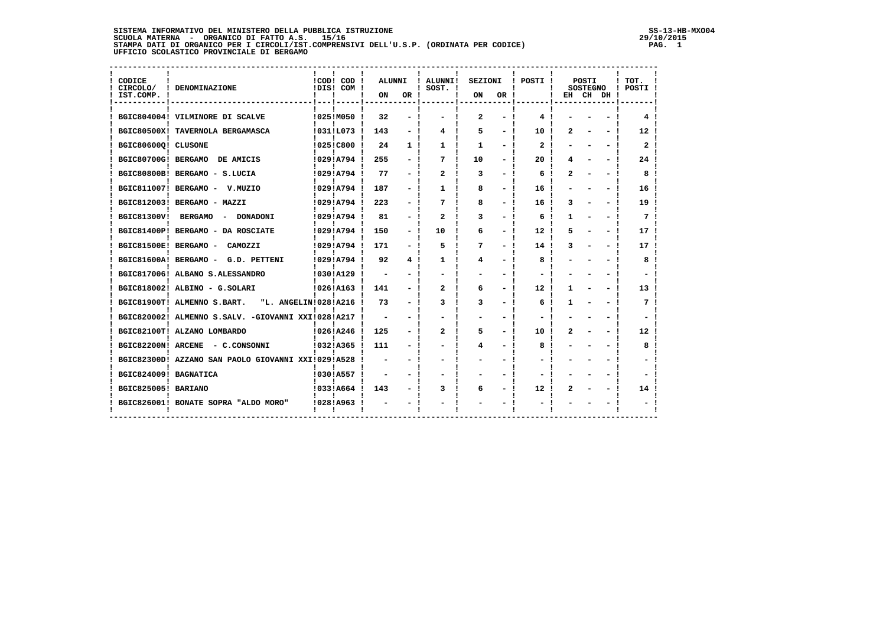SISTEMA INFORMATIVO DEL MINISTERO DELLA PUBBLICA ISTRUZIONE
SCUOLA MATERNA - ORGANICO DI FATTO A.S. 15/16
STAMPA DATI DI ORGANICO PER I CIRCOLI/IST.COMPRENSIVI DELL'U.S.P. (ORDINATA PER CODICE)
UFFICIO SCOLASTICO PROVINCIALE DI BERGAMO

SS-13-HB-MXO04
29/10/2015

| CODICE CIRCOLO/ IST.COMP. | DENOMINAZIONE | COD DIS | COD COM | ALUNNI ON | ALUNNI OR | ALUNNI SOST. | SEZIONI ON | SEZIONI OR | POSTI | POSTI SOSTEGNO EH | POSTI SOSTEGNO CH | POSTI SOSTEGNO DH | TOT. POSTI |
|---|---|---|---|---|---|---|---|---|---|---|---|---|---|
| BGIC804004 | VILMINORE DI SCALVE | 025 | M050 | 32 | - | - | 2 | - | 4 | - | - | - | 4 |
| BGIC80500X | TAVERNOLA BERGAMASCA | 031 | L073 | 143 | - | 4 | 5 | - | 10 | 2 | - | - | 12 |
| BGIC80600Q | CLUSONE | 025 | C800 | 24 | 1 | 1 | 1 | - | 2 | - | - | - | 2 |
| BGIC80700G | BERGAMO DE AMICIS | 029 | A794 | 255 | - | 7 | 10 | - | 20 | 4 | - | - | 24 |
| BGIC80800B | BERGAMO - S.LUCIA | 029 | A794 | 77 | - | 2 | 3 | - | 6 | 2 | - | - | 8 |
| BGIC811007 | BERGAMO - V.MUZIO | 029 | A794 | 187 | - | 1 | 8 | - | 16 | - | - | - | 16 |
| BGIC812003 | BERGAMO - MAZZI | 029 | A794 | 223 | - | 7 | 8 | - | 16 | 3 | - | - | 19 |
| BGIC81300V | BERGAMO - DONADONI | 029 | A794 | 81 | - | 2 | 3 | - | 6 | 1 | - | - | 7 |
| BGIC81400P | BERGAMO - DA ROSCIATE | 029 | A794 | 150 | - | 10 | 6 | - | 12 | 5 | - | - | 17 |
| BGIC81500E | BERGAMO - CAMOZZI | 029 | A794 | 171 | - | 5 | 7 | - | 14 | 3 | - | - | 17 |
| BGIC81600A | BERGAMO - G.D. PETTENI | 029 | A794 | 92 | 4 | 1 | 4 | - | 8 | - | - | - | 8 |
| BGIC817006 | ALBANO S.ALESSANDRO | 030 | A129 | - | - | - | - | - | - | - | - | - | - |
| BGIC818002 | ALBINO - G.SOLARI | 026 | A163 | 141 | - | 2 | 6 | - | 12 | 1 | - | - | 13 |
| BGIC81900T | ALMENNO S.BART. "L. ANGELIN | 028 | A216 | 73 | - | 3 | 3 | - | 6 | 1 | - | - | 7 |
| BGIC820002 | ALMENNO S.SALV. -GIOVANNI XXI | 028 | A217 | - | - | - | - | - | - | - | - | - | - |
| BGIC82100T | ALZANO LOMBARDO | 026 | A246 | 125 | - | 2 | 5 | - | 10 | 2 | - | - | 12 |
| BGIC82200N | ARCENE - C.CONSONNI | 032 | A365 | 111 | - | - | 4 | - | 8 | - | - | - | 8 |
| BGIC82300D | AZZANO SAN PAOLO GIOVANNI XXI | 029 | A528 | - | - | - | - | - | - | - | - | - | - |
| BGIC824009 | BAGNATICA | 030 | A557 | - | - | - | - | - | - | - | - | - | - |
| BGIC825005 | BARIANO | 033 | A664 | 143 | - | 3 | 6 | - | 12 | 2 | - | - | 14 |
| BGIC826001 | BONATE SOPRA "ALDO MORO" | 028 | A963 | - | - | - | - | - | - | - | - | - | - |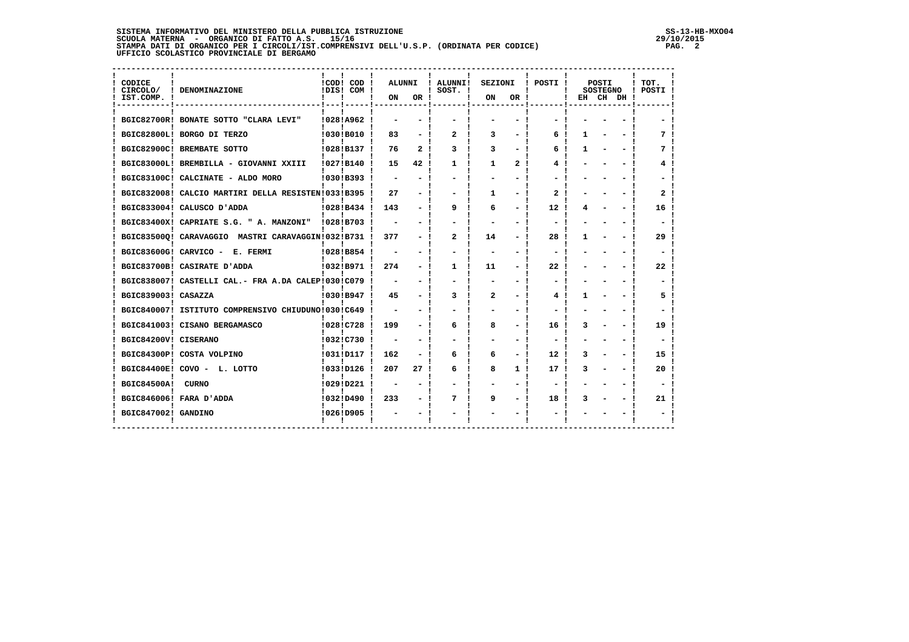**SISTEMA INFORMATIVO DEL MINISTERO DELLA PUBBLICA ISTRUZIONE** SS-13-HB-MXO04
**SCUOLA MATERNA - ORGANICO DI FATTO A.S. 15/16** 29/10/2015
**STAMPA DATI DI ORGANICO PER I CIRCOLI/IST.COMPRENSIVI DELL'U.S.P. (ORDINATA PER CODICE)**
**UFFICIO SCOLASTICO PROVINCIALE DI BERGAMO**

| CODICE CIRCOLO/ IST.COMP. | DENOMINAZIONE | COD DIS | COD COM | ALUNNI ON | ALUNNI OR | ALUNNI SOST. | SEZIONI ON | SEZIONI OR | POSTI | POSTI SOSTEGNO EH | CH | DH | TOT. POSTI |
|---|---|---|---|---|---|---|---|---|---|---|---|---|---|
| BGIC82700R | BONATE SOTTO "CLARA LEVI" | 028 | A962 | - | - | - | - | - | - | - | - | - | - |
| BGIC82800L | BORGO DI TERZO | 030 | B010 | 83 | - | 2 | 3 | - | 6 | 1 | - | - | 7 |
| BGIC82900C | BREMBATE SOTTO | 028 | B137 | 76 | 2 | 3 | 3 | - | 6 | 1 | - | - | 7 |
| BGIC83000L | BREMBILLA - GIOVANNI XXIII | 027 | B140 | 15 | 42 | 1 | 1 | 2 | 4 | - | - | - | 4 |
| BGIC83100C | CALCINATE - ALDO MORO | 030 | B393 | - | - | - | - | - | - | - | - | - | - |
| BGIC832008 | CALCIO MARTIRI DELLA RESISTEN | 033 | B395 | 27 | - | - | 1 | - | 2 | - | - | - | 2 |
| BGIC833004 | CALUSCO D'ADDA | 028 | B434 | 143 | - | 9 | 6 | - | 12 | 4 | - | - | 16 |
| BGIC83400X | CAPRIATE S.G. " A. MANZONI" | 028 | B703 | - | - | - | - | - | - | - | - | - | - |
| BGIC83500Q | CARAVAGGIO MASTRI CARAVAGGIN | 032 | B731 | 377 | - | 2 | 14 | - | 28 | 1 | - | - | 29 |
| BGIC83600G | CARVICO - E. FERMI | 028 | B854 | - | - | - | - | - | - | - | - | - | - |
| BGIC83700B | CASIRATE D'ADDA | 032 | B971 | 274 | - | 1 | 11 | - | 22 | - | - | - | 22 |
| BGIC838007 | CASTELLI CAL.- FRA A.DA CALEP | 030 | C079 | - | - | - | - | - | - | - | - | - | - |
| BGIC839003 | CASAZZA | 030 | B947 | 45 | - | 3 | 2 | - | 4 | 1 | - | - | 5 |
| BGIC840007 | ISTITUTO COMPRENSIVO CHIUDUNO | 030 | C649 | - | - | - | - | - | - | - | - | - | - |
| BGIC841003 | CISANO BERGAMASCO | 028 | C728 | 199 | - | 6 | 8 | - | 16 | 3 | - | - | 19 |
| BGIC84200V | CISERANO | 032 | C730 | - | - | - | - | - | - | - | - | - | - |
| BGIC84300P | COSTA VOLPINO | 031 | D117 | 162 | - | 6 | 6 | - | 12 | 3 | - | - | 15 |
| BGIC84400E | COVO - L. LOTTO | 033 | D126 | 207 | 27 | 6 | 8 | 1 | 17 | 3 | - | - | 20 |
| BGIC84500A | CURNO | 029 | D221 | - | - | - | - | - | - | - | - | - | - |
| BGIC846006 | FARA D'ADDA | 032 | D490 | 233 | - | 7 | 9 | - | 18 | 3 | - | - | 21 |
| BGIC847002 | GANDINO | 026 | D905 | - | - | - | - | - | - | - | - | - | - |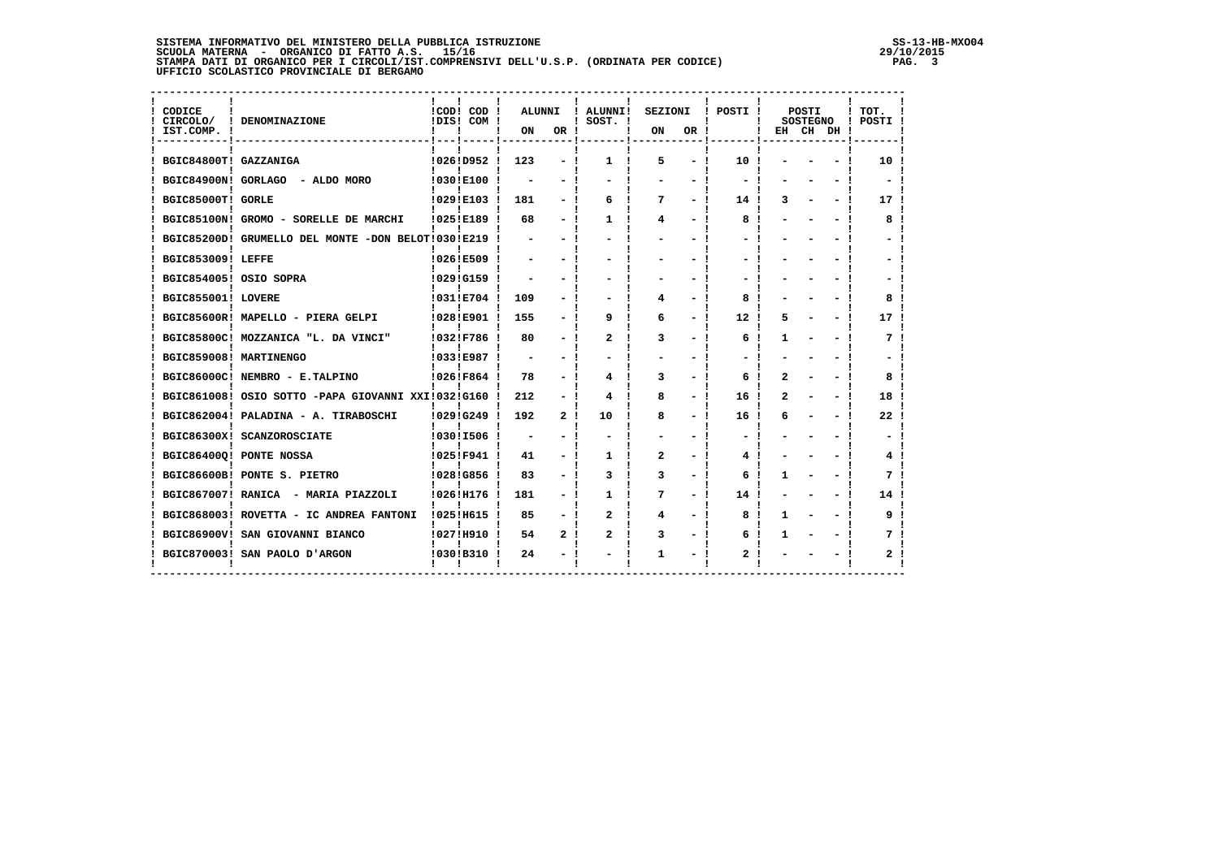SISTEMA INFORMATIVO DEL MINISTERO DELLA PUBBLICA ISTRUZIONE
SCUOLA MATERNA - ORGANICO DI FATTO A.S. 15/16
STAMPA DATI DI ORGANICO PER I CIRCOLI/IST.COMPRENSIVI DELL'U.S.P. (ORDINATA PER CODICE)
UFFICIO SCOLASTICO PROVINCIALE DI BERGAMO

SS-13-HB-MXO04
29/10/2015

| CODICE CIRCOLO/ IST.COMP. | DENOMINAZIONE | COD DIS | COD COM | ALUNNI | | ALUNNI SOST. | SEZIONI | | POSTI | POSTI SOSTEGNO | | | TOT. POSTI |
|---|---|---|---|---|---|---|---|---|---|---|---|---|---|
| | | | | ON | OR | | ON | OR | | EH | CH | DH | |
| BGIC84800T | GAZZANIGA | 026 | D952 | 123 | - | 1 | 5 | - | 10 | - | - | - | 10 |
| BGIC84900N | GORLAGO - ALDO MORO | 030 | E100 | - | - | - | - | - | - | - | - | - | - |
| BGIC85000T | GORLE | 029 | E103 | 181 | - | 6 | 7 | - | 14 | 3 | - | - | 17 |
| BGIC85100N | GROMO - SORELLE DE MARCHI | 025 | E189 | 68 | - | 1 | 4 | - | 8 | - | - | - | 8 |
| BGIC85200D | GRUMELLO DEL MONTE -DON BELOT | 030 | E219 | - | - | - | - | - | - | - | - | - | - |
| BGIC853009 | LEFFE | 026 | E509 | - | - | - | - | - | - | - | - | - | - |
| BGIC854005 | OSIO SOPRA | 029 | G159 | - | - | - | - | - | - | - | - | - | - |
| BGIC855001 | LOVERE | 031 | E704 | 109 | - | - | 4 | - | 8 | - | - | - | 8 |
| BGIC85600R | MAPELLO - PIERA GELPI | 028 | E901 | 155 | - | 9 | 6 | - | 12 | 5 | - | - | 17 |
| BGIC85800C | MOZZANICA "L. DA VINCI" | 032 | F786 | 80 | - | 2 | 3 | - | 6 | 1 | - | - | 7 |
| BGIC859008 | MARTINENGO | 033 | E987 | - | - | - | - | - | - | - | - | - | - |
| BGIC86000C | NEMBRO - E.TALPINO | 026 | F864 | 78 | - | 4 | 3 | - | 6 | 2 | - | - | 8 |
| BGIC861008 | OSIO SOTTO -PAPA GIOVANNI XXI | 032 | G160 | 212 | - | 4 | 8 | - | 16 | 2 | - | - | 18 |
| BGIC862004 | PALADINA - A. TIRABOSCHI | 029 | G249 | 192 | 2 | 10 | 8 | - | 16 | 6 | - | - | 22 |
| BGIC86300X | SCANZOROSCIATE | 030 | I506 | - | - | - | - | - | - | - | - | - | - |
| BGIC86400Q | PONTE NOSSA | 025 | F941 | 41 | - | 1 | 2 | - | 4 | - | - | - | 4 |
| BGIC86600B | PONTE S. PIETRO | 028 | G856 | 83 | - | 3 | 3 | - | 6 | 1 | - | - | 7 |
| BGIC867007 | RANICA - MARIA PIAZZOLI | 026 | H176 | 181 | - | 1 | 7 | - | 14 | - | - | - | 14 |
| BGIC868003 | ROVETTA - IC ANDREA FANTONI | 025 | H615 | 85 | - | 2 | 4 | - | 8 | 1 | - | - | 9 |
| BGIC86900V | SAN GIOVANNI BIANCO | 027 | H910 | 54 | 2 | 2 | 3 | - | 6 | 1 | - | - | 7 |
| BGIC870003 | SAN PAOLO D'ARGON | 030 | B310 | 24 | - | - | 1 | - | 2 | - | - | - | 2 |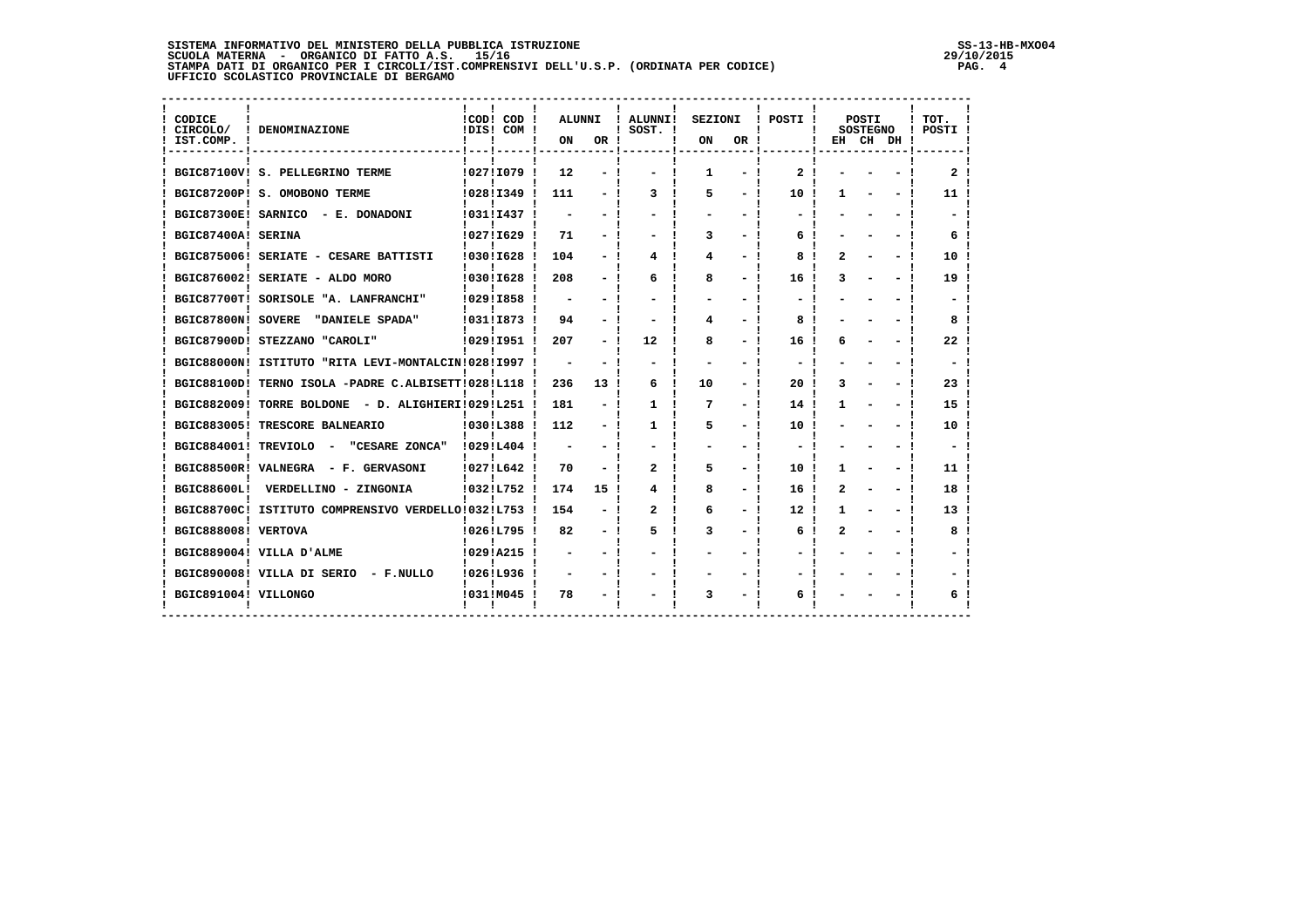**SISTEMA INFORMATIVO DEL MINISTERO DELLA PUBBLICA ISTRUZIONE**
**SCUOLA MATERNA - ORGANICO DI FATTO A.S. 15/16**
**STAMPA DATI DI ORGANICO PER I CIRCOLI/IST.COMPRENSIVI DELL'U.S.P. (ORDINATA PER CODICE)**
**UFFICIO SCOLASTICO PROVINCIALE DI BERGAMO**

SS-13-HB-MXO04
29/10/2015

| CODICE CIRCOLO/ IST.COMP. | DENOMINAZIONE | COD DIS | COD COM | ALUNNI | | ALUNNI SOST. | SEZIONI | | POSTI | POSTI SOSTEGNO | | | TOT. POSTI |
|---|---|---|---|---|---|---|---|---|---|---|---|---|---|
| | | | | ON | OR | | ON | OR | | EH | CH | DH | |
| BGIC87100V | S. PELLEGRINO TERME | 027 | I079 | 12 | - | - | 1 | - | 2 | - | - | - | 2 |
| BGIC87200P | S. OMOBONO TERME | 028 | I349 | 111 | - | 3 | 5 | - | 10 | 1 | - | - | 11 |
| BGIC87300E | SARNICO - E. DONADONI | 031 | I437 | - | - | - | - | - | - | - | - | - | - |
| BGIC87400A | SERINA | 027 | I629 | 71 | - | - | 3 | - | 6 | - | - | - | 6 |
| BGIC875006 | SERIATE - CESARE BATTISTI | 030 | I628 | 104 | - | 4 | 4 | - | 8 | 2 | - | - | 10 |
| BGIC876002 | SERIATE - ALDO MORO | 030 | I628 | 208 | - | 6 | 8 | - | 16 | 3 | - | - | 19 |
| BGIC87700T | SORISOLE "A. LANFRANCHI" | 029 | I858 | - | - | - | - | - | - | - | - | - | - |
| BGIC87800N | SOVERE "DANIELE SPADA" | 031 | I873 | 94 | - | - | 4 | - | 8 | - | - | - | 8 |
| BGIC87900D | STEZZANO "CAROLI" | 029 | I951 | 207 | - | 12 | 8 | - | 16 | 6 | - | - | 22 |
| BGIC88000N | ISTITUTO "RITA LEVI-MONTALCIN | 028 | I997 | - | - | - | - | - | - | - | - | - | - |
| BGIC88100D | TERNO ISOLA -PADRE C.ALBISETT | 028 | L118 | 236 | 13 | 6 | 10 | - | 20 | 3 | - | - | 23 |
| BGIC882009 | TORRE BOLDONE - D. ALIGHIERI | 029 | L251 | 181 | - | 1 | 7 | - | 14 | 1 | - | - | 15 |
| BGIC883005 | TRESCORE BALNEARIO | 030 | L388 | 112 | - | 1 | 5 | - | 10 | - | - | - | 10 |
| BGIC884001 | TREVIOLO - "CESARE ZONCA" | 029 | L404 | - | - | - | - | - | - | - | - | - | - |
| BGIC88500R | VALNEGRA - F. GERVASONI | 027 | L642 | 70 | - | 2 | 5 | - | 10 | 1 | - | - | 11 |
| BGIC88600L | VERDELLINO - ZINGONIA | 032 | L752 | 174 | 15 | 4 | 8 | - | 16 | 2 | - | - | 18 |
| BGIC88700C | ISTITUTO COMPRENSIVO VERDELLO | 032 | L753 | 154 | - | 2 | 6 | - | 12 | 1 | - | - | 13 |
| BGIC888008 | VERTOVA | 026 | L795 | 82 | - | 5 | 3 | - | 6 | 2 | - | - | 8 |
| BGIC889004 | VILLA D'ALME | 029 | A215 | - | - | - | - | - | - | - | - | - | - |
| BGIC890008 | VILLA DI SERIO - F.NULLO | 026 | L936 | - | - | - | - | - | - | - | - | - | - |
| BGIC891004 | VILLONGO | 031 | M045 | 78 | - | - | 3 | - | 6 | - | - | - | 6 |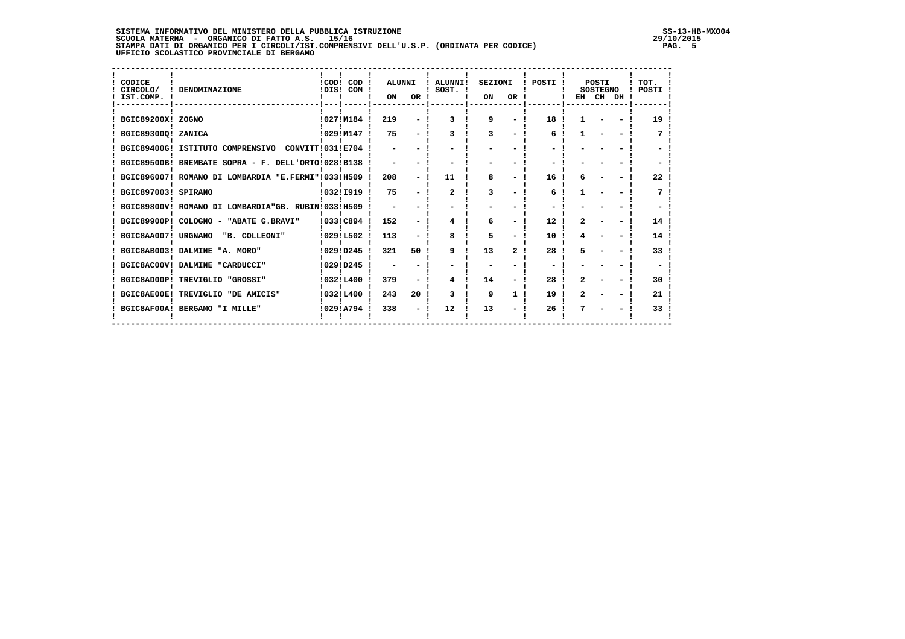SISTEMA INFORMATIVO DEL MINISTERO DELLA PUBBLICA ISTRUZIONE
SCUOLA MATERNA - ORGANICO DI FATTO A.S. 15/16
STAMPA DATI DI ORGANICO PER I CIRCOLI/IST.COMPRENSIVI DELL'U.S.P. (ORDINATA PER CODICE)
UFFICIO SCOLASTICO PROVINCIALE DI BERGAMO

SS-13-HB-MXO04
29/10/2015

| CODICE CIRCOLO/ IST.COMP. | DENOMINAZIONE | COD DIS | COD COM | ALUNNI ON | ALUNNI OR | ALUNNI SOST. | SEZIONI ON | SEZIONI OR | POSTI | POSTI SOSTEGNO EH | POSTI SOSTEGNO CH | POSTI SOSTEGNO DH | TOT. POSTI |
|---|---|---|---|---|---|---|---|---|---|---|---|---|---|
| BGIC89200X | ZOGNO | 027 | M184 | 219 | - | 3 | 9 | - | 18 | 1 | - | - | 19 |
| BGIC89300Q | ZANICA | 029 | M147 | 75 | - | 3 | 3 | - | 6 | 1 | - | - | 7 |
| BGIC89400G | ISTITUTO COMPRENSIVO CONVITT | 031 | E704 | - | - | - | - | - | - | - | - | - | - |
| BGIC89500B | BREMBATE SOPRA - F. DELL'ORTO | 028 | B138 | - | - | - | - | - | - | - | - | - | - |
| BGIC896007 | ROMANO DI LOMBARDIA "E.FERMI" | 033 | H509 | 208 | - | 11 | 8 | - | 16 | 6 | - | - | 22 |
| BGIC897003 | SPIRANO | 032 | I919 | 75 | - | 2 | 3 | - | 6 | 1 | - | - | 7 |
| BGIC89800V | ROMANO DI LOMBARDIA"GB. RUBIN | 033 | H509 | - | - | - | - | - | - | - | - | - | - |
| BGIC89900P | COLOGNO - "ABATE G.BRAVI" | 033 | C894 | 152 | - | 4 | 6 | - | 12 | 2 | - | - | 14 |
| BGIC8AA007 | URGNANO "B. COLLEONI" | 029 | L502 | 113 | - | 8 | 5 | - | 10 | 4 | - | - | 14 |
| BGIC8AB003 | DALMINE "A. MORO" | 029 | D245 | 321 | 50 | 9 | 13 | 2 | 28 | 5 | - | - | 33 |
| BGIC8AC00V | DALMINE "CARDUCCI" | 029 | D245 | - | - | - | - | - | - | - | - | - | - |
| BGIC8AD00P | TREVIGLIO "GROSSI" | 032 | L400 | 379 | - | 4 | 14 | - | 28 | 2 | - | - | 30 |
| BGIC8AE00E | TREVIGLIO "DE AMICIS" | 032 | L400 | 243 | 20 | 3 | 9 | 1 | 19 | 2 | - | - | 21 |
| BGIC8AF00A | BERGAMO "I MILLE" | 029 | A794 | 338 | - | 12 | 13 | - | 26 | 7 | - | - | 33 |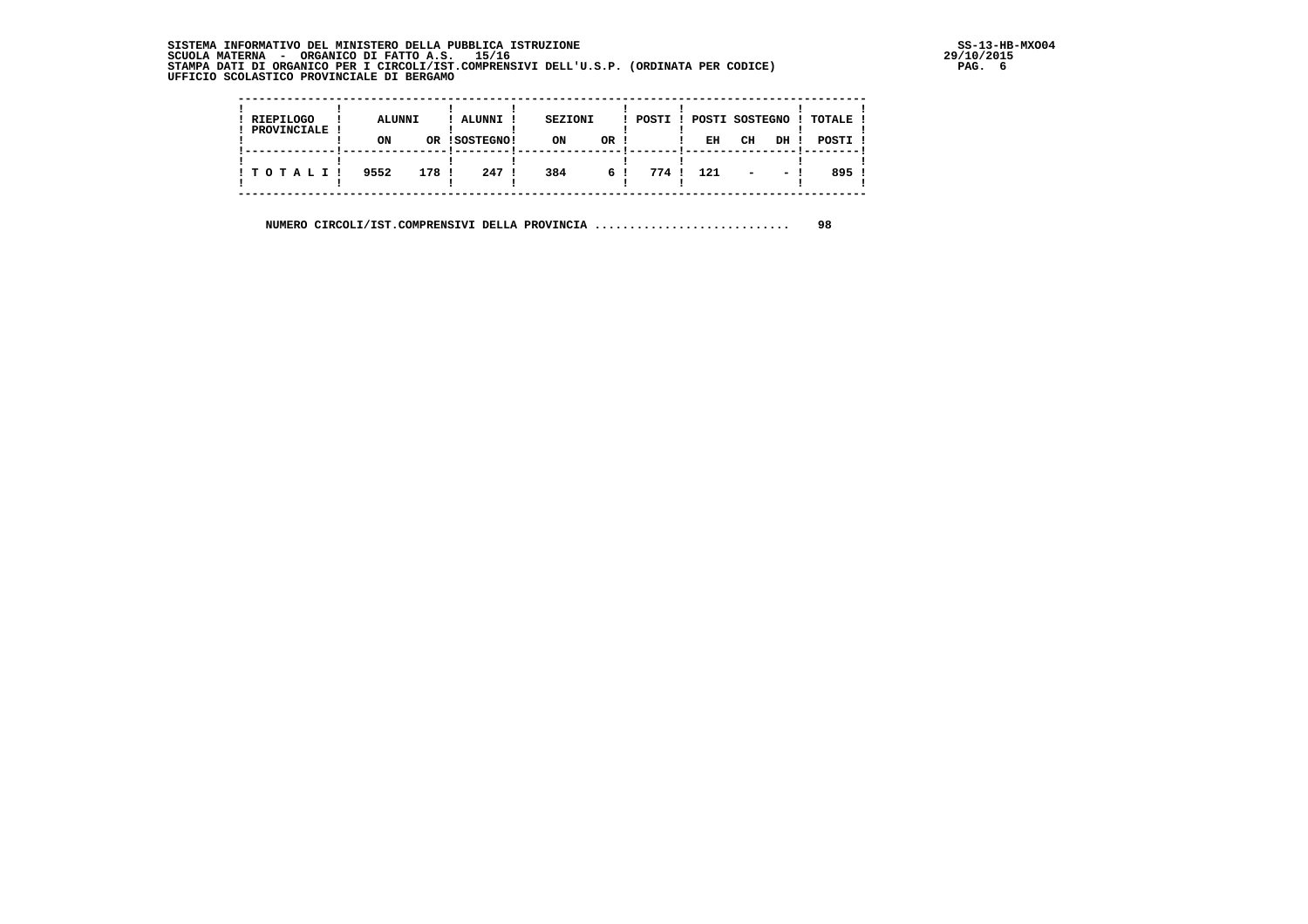SISTEMA INFORMATIVO DEL MINISTERO DELLA PUBBLICA ISTRUZIONE
SCUOLA MATERNA - ORGANICO DI FATTO A.S. 15/16
STAMPA DATI DI ORGANICO PER I CIRCOLI/IST.COMPRENSIVI DELL'U.S.P. (ORDINATA PER CODICE)
UFFICIO SCOLASTICO PROVINCIALE DI BERGAMO

SS-13-HB-MXO04
29/10/2015

| RIEPILOGO PROVINCIALE | ALUNNI | | ALUNNI | SEZIONI | | POSTI | POSTI SOSTEGNO | | | TOTALE |
|---|---|---|---|---|---|---|---|---|---|---|
| | ON | OR | SOSTEGNO | ON | OR | | EH | CH | DH | POSTI |
| T O T A L I | 9552 | 178 | 247 | 384 | 6 | 774 | 121 | - | - | 895 |

NUMERO CIRCOLI/IST.COMPRENSIVI DELLA PROVINCIA ........................... 98